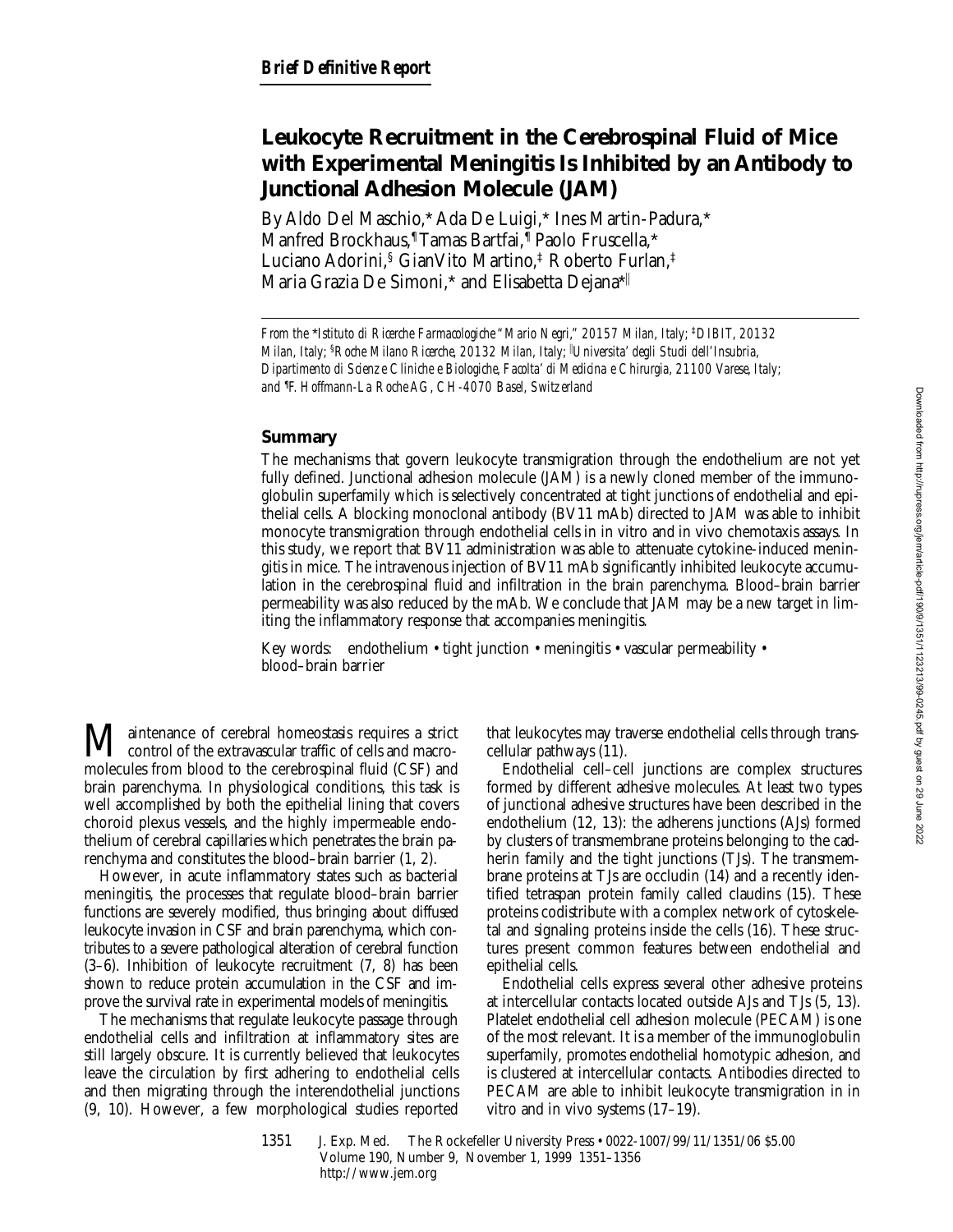*Brief Definitive Report*

# Leukocyte Recruitment in the Cerebrospinal Fluid of Mice with Experimental Meningitis Is Inhibited by an Antibody to Junctional Adhesion Molecule (JAM)

By Aldo Del Maschio,* Ada De Luigi,* Ines Martin-Padura,* Manfred Brockhaus,¶ Tamas Bartfai,¶ Paolo Fruscella,* Luciano Adorini,§ GianVito Martino,‡ Roberto Furlan,‡ Maria Grazia De Simoni,* and Elisabetta Dejana*‖

*From the \*Istituto di Ricerche Farmacologiche "Mario Negri," 20157 Milan, Italy; ‡DIBIT, 20132 Milan, Italy; §Roche Milano Ricerche, 20132 Milan, Italy; ‖Universita' degli Studi dell'Insubria, Dipartimento di Scienze Cliniche e Biologiche, Facolta' di Medicina e Chirurgia, 21100 Varese, Italy; and ¶F. Hoffmann-La Roche AG, CH-4070 Basel, Switzerland*

## Summary

The mechanisms that govern leukocyte transmigration through the endothelium are not yet fully defined. Junctional adhesion molecule (JAM) is a newly cloned member of the immunoglobulin superfamily which is selectively concentrated at tight junctions of endothelial and epithelial cells. A blocking monoclonal antibody (BV11 mAb) directed to JAM was able to inhibit monocyte transmigration through endothelial cells in in vitro and in vivo chemotaxis assays. In this study, we report that BV11 administration was able to attenuate cytokine-induced meningitis in mice. The intravenous injection of BV11 mAb significantly inhibited leukocyte accumulation in the cerebrospinal fluid and infiltration in the brain parenchyma. Blood–brain barrier permeability was also reduced by the mAb. We conclude that JAM may be a new target in limiting the inflammatory response that accompanies meningitis.

Key words: endothelium • tight junction • meningitis • vascular permeability • blood–brain barrier

Maintenance of cerebral homeostasis requires a strict control of the extravascular traffic of cells and macromolecules from blood to the cerebrospinal fluid (CSF) and brain parenchyma. In physiological conditions, this task is well accomplished by both the epithelial lining that covers choroid plexus vessels, and the highly impermeable endothelium of cerebral capillaries which penetrates the brain parenchyma and constitutes the blood–brain barrier (1, 2).

However, in acute inflammatory states such as bacterial meningitis, the processes that regulate blood–brain barrier functions are severely modified, thus bringing about diffused leukocyte invasion in CSF and brain parenchyma, which contributes to a severe pathological alteration of cerebral function (3–6). Inhibition of leukocyte recruitment (7, 8) has been shown to reduce protein accumulation in the CSF and improve the survival rate in experimental models of meningitis.

The mechanisms that regulate leukocyte passage through endothelial cells and infiltration at inflammatory sites are still largely obscure. It is currently believed that leukocytes leave the circulation by first adhering to endothelial cells and then migrating through the interendothelial junctions (9, 10). However, a few morphological studies reported that leukocytes may traverse endothelial cells through transcellular pathways (11).

Endothelial cell–cell junctions are complex structures formed by different adhesive molecules. At least two types of junctional adhesive structures have been described in the endothelium (12, 13): the adherens junctions (AJs) formed by clusters of transmembrane proteins belonging to the cadherin family and the tight junctions (TJs). The transmembrane proteins at TJs are occludin (14) and a recently identified tetraspan protein family called claudins (15). These proteins codistribute with a complex network of cytoskeletal and signaling proteins inside the cells (16). These structures present common features between endothelial and epithelial cells.

Endothelial cells express several other adhesive proteins at intercellular contacts located outside AJs and TJs (5, 13). Platelet endothelial cell adhesion molecule (PECAM) is one of the most relevant. It is a member of the immunoglobulin superfamily, promotes endothelial homotypic adhesion, and is clustered at intercellular contacts. Antibodies directed to PECAM are able to inhibit leukocyte transmigration in in vitro and in vivo systems (17–19).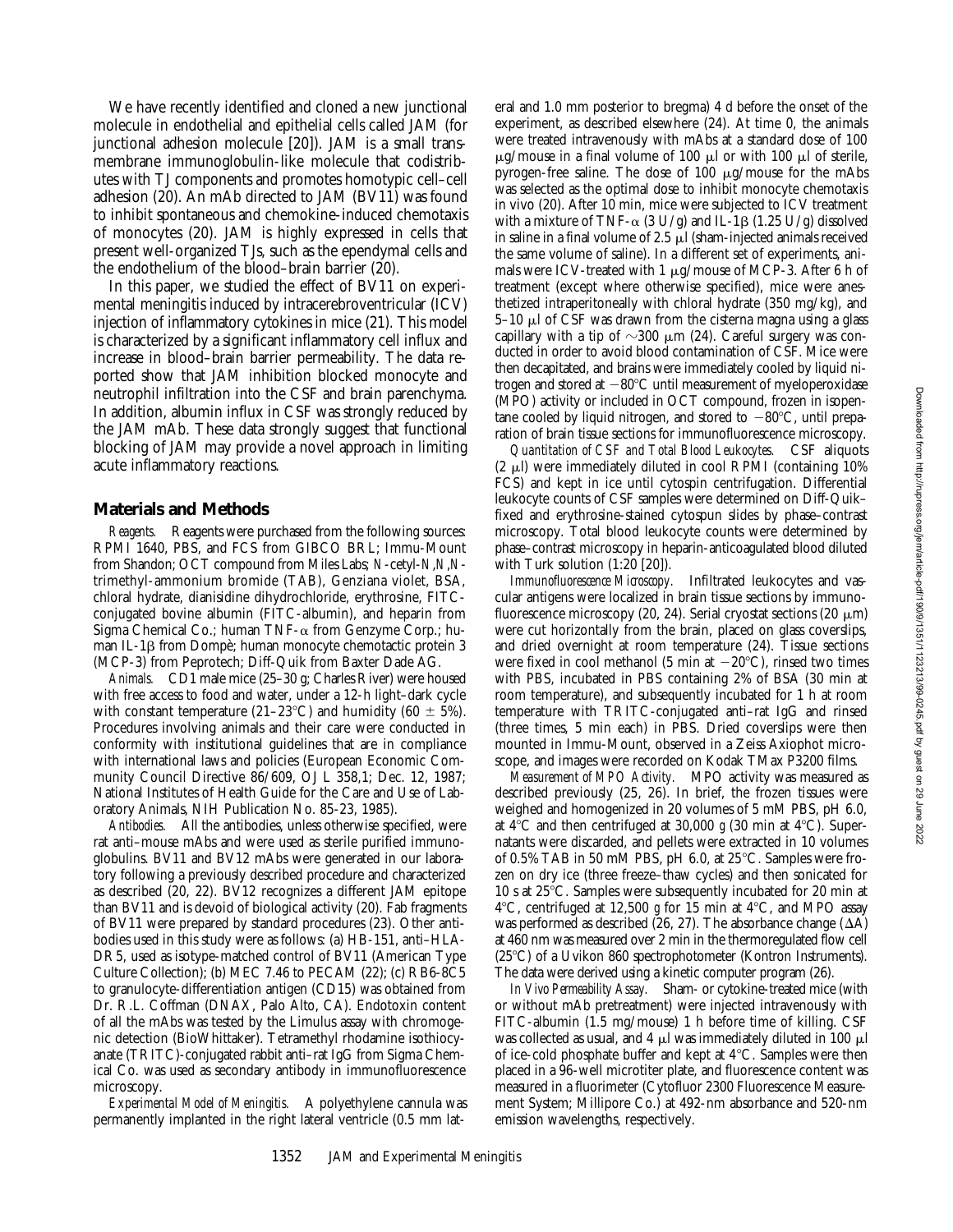We have recently identified and cloned a new junctional molecule in endothelial and epithelial cells called JAM (for junctional adhesion molecule [20]). JAM is a small transmembrane immunoglobulin-like molecule that codistributes with TJ components and promotes homotypic cell–cell adhesion (20). An mAb directed to JAM (BV11) was found to inhibit spontaneous and chemokine-induced chemotaxis of monocytes (20). JAM is highly expressed in cells that present well-organized TJs, such as the ependymal cells and the endothelium of the blood–brain barrier (20).

In this paper, we studied the effect of BV11 on experimental meningitis induced by intracerebroventricular (ICV) injection of inflammatory cytokines in mice (21). This model is characterized by a significant inflammatory cell influx and increase in blood–brain barrier permeability. The data reported show that JAM inhibition blocked monocyte and neutrophil infiltration into the CSF and brain parenchyma. In addition, albumin influx in CSF was strongly reduced by the JAM mAb. These data strongly suggest that functional blocking of JAM may provide a novel approach in limiting acute inflammatory reactions.

## Materials and Methods

*Reagents.* Reagents were purchased from the following sources: RPMI 1640, PBS, and FCS from GIBCO BRL; Immu-Mount from Shandon; OCT compound from Miles Labs; *N*-cetyl-*N,N,N*-trimethyl-ammonium bromide (TAB), Genziana violet, BSA, chloral hydrate, dianisidine dihydrochloride, erythrosine, FITC-conjugated bovine albumin (FITC-albumin), and heparin from Sigma Chemical Co.; human TNF-α from Genzyme Corp.; human IL-1β from Dompè; human monocyte chemotactic protein 3 (MCP-3) from Peprotech; Diff-Quik from Baxter Dade AG.

*Animals.* CD1 male mice (25–30 g; Charles River) were housed with free access to food and water, under a 12-h light–dark cycle with constant temperature (21–23°C) and humidity (60 ± 5%). Procedures involving animals and their care were conducted in conformity with institutional guidelines that are in compliance with international laws and policies (European Economic Community Council Directive 86/609, OJ L 358,1; Dec. 12, 1987; National Institutes of Health Guide for the Care and Use of Laboratory Animals, NIH Publication No. 85-23, 1985).

*Antibodies.* All the antibodies, unless otherwise specified, were rat anti–mouse mAbs and were used as sterile purified immunoglobulins. BV11 and BV12 mAbs were generated in our laboratory following a previously described procedure and characterized as described (20, 22). BV12 recognizes a different JAM epitope than BV11 and is devoid of biological activity (20). Fab fragments of BV11 were prepared by standard procedures (23). Other antibodies used in this study were as follows: (a) HB-151, anti–HLA-DR5, used as isotype-matched control of BV11 (American Type Culture Collection); (b) MEC 7.46 to PECAM (22); (c) RB6-8C5 to granulocyte-differentiation antigen (CD15) was obtained from Dr. R.L. Coffman (DNAX, Palo Alto, CA). Endotoxin content of all the mAbs was tested by the Limulus assay with chromogenic detection (BioWhittaker). Tetramethyl rhodamine isothiocyanate (TRITC)-conjugated rabbit anti–rat IgG from Sigma Chemical Co. was used as secondary antibody in immunofluorescence microscopy.

*Experimental Model of Meningitis.* A polyethylene cannula was permanently implanted in the right lateral ventricle (0.5 mm lateral and 1.0 mm posterior to bregma) 4 d before the onset of the experiment, as described elsewhere (24). At time 0, the animals were treated intravenously with mAbs at a standard dose of 100 μg/mouse in a final volume of 100 μl or with 100 μl of sterile, pyrogen-free saline. The dose of 100 μg/mouse for the mAbs was selected as the optimal dose to inhibit monocyte chemotaxis in vivo (20). After 10 min, mice were subjected to ICV treatment with a mixture of TNF-α (3 U/g) and IL-1β (1.25 U/g) dissolved in saline in a final volume of 2.5 μl (sham-injected animals received the same volume of saline). In a different set of experiments, animals were ICV-treated with 1 μg/mouse of MCP-3. After 6 h of treatment (except where otherwise specified), mice were anesthetized intraperitoneally with chloral hydrate (350 mg/kg), and 5–10 μl of CSF was drawn from the cisterna magna using a glass capillary with a tip of ~300 μm (24). Careful surgery was conducted in order to avoid blood contamination of CSF. Mice were then decapitated, and brains were immediately cooled by liquid nitrogen and stored at −80°C until measurement of myeloperoxidase (MPO) activity or included in OCT compound, frozen in isopentane cooled by liquid nitrogen, and stored to −80°C, until preparation of brain tissue sections for immunofluorescence microscopy.

*Quantitation of CSF and Total Blood Leukocytes.* CSF aliquots (2 μl) were immediately diluted in cool RPMI (containing 10% FCS) and kept in ice until cytospin centrifugation. Differential leukocyte counts of CSF samples were determined on Diff-Quik–fixed and erythrosine-stained cytospun slides by phase–contrast microscopy. Total blood leukocyte counts were determined by phase–contrast microscopy in heparin-anticoagulated blood diluted with Turk solution (1:20 [20]).

*Immunofluorescence Microscopy.* Infiltrated leukocytes and vascular antigens were localized in brain tissue sections by immunofluorescence microscopy (20, 24). Serial cryostat sections (20 μm) were cut horizontally from the brain, placed on glass coverslips, and dried overnight at room temperature (24). Tissue sections were fixed in cool methanol (5 min at −20°C), rinsed two times with PBS, incubated in PBS containing 2% of BSA (30 min at room temperature), and subsequently incubated for 1 h at room temperature with TRITC-conjugated anti–rat IgG and rinsed (three times, 5 min each) in PBS. Dried coverslips were then mounted in Immu-Mount, observed in a Zeiss Axiophot microscope, and images were recorded on Kodak TMax P3200 films.

*Measurement of MPO Activity.* MPO activity was measured as described previously (25, 26). In brief, the frozen tissues were weighed and homogenized in 20 volumes of 5 mM PBS, pH 6.0, at 4°C and then centrifuged at 30,000 *g* (30 min at 4°C). Supernatants were discarded, and pellets were extracted in 10 volumes of 0.5% TAB in 50 mM PBS, pH 6.0, at 25°C. Samples were frozen on dry ice (three freeze–thaw cycles) and then sonicated for 10 s at 25°C. Samples were subsequently incubated for 20 min at 4°C, centrifuged at 12,500 *g* for 15 min at 4°C, and MPO assay was performed as described (26, 27). The absorbance change (ΔA) at 460 nm was measured over 2 min in the thermoregulated flow cell (25°C) of a Uvikon 860 spectrophotometer (Kontron Instruments). The data were derived using a kinetic computer program (26).

*In Vivo Permeability Assay.* Sham- or cytokine-treated mice (with or without mAb pretreatment) were injected intravenously with FITC-albumin (1.5 mg/mouse) 1 h before time of killing. CSF was collected as usual, and 4 μl was immediately diluted in 100 μl of ice-cold phosphate buffer and kept at 4°C. Samples were then placed in a 96-well microtiter plate, and fluorescence content was measured in a fluorimeter (Cytofluor 2300 Fluorescence Measurement System; Millipore Co.) at 492-nm absorbance and 520-nm emission wavelengths, respectively.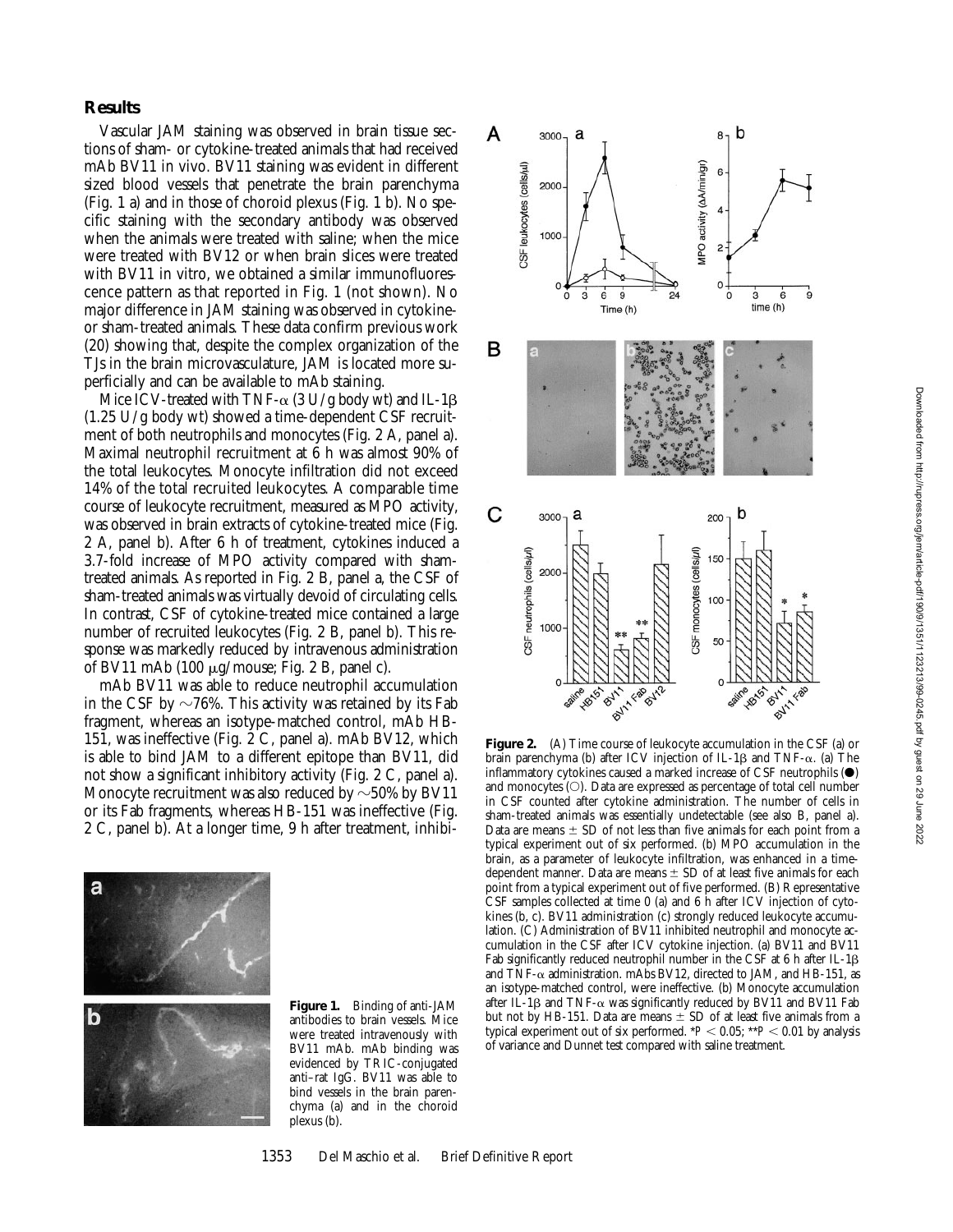## Results

Vascular JAM staining was observed in brain tissue sections of sham- or cytokine-treated animals that had received mAb BV11 in vivo. BV11 staining was evident in different sized blood vessels that penetrate the brain parenchyma (Fig. 1 a) and in those of choroid plexus (Fig. 1 b). No specific staining with the secondary antibody was observed when the animals were treated with saline; when the mice were treated with BV12 or when brain slices were treated with BV11 in vitro, we obtained a similar immunofluorescence pattern as that reported in Fig. 1 (not shown). No major difference in JAM staining was observed in cytokine- or sham-treated animals. These data confirm previous work (20) showing that, despite the complex organization of the TJs in the brain microvasculature, JAM is located more superficially and can be available to mAb staining.

Mice ICV-treated with TNF-α (3 U/g body wt) and IL-1β (1.25 U/g body wt) showed a time-dependent CSF recruitment of both neutrophils and monocytes (Fig. 2 A, panel a). Maximal neutrophil recruitment at 6 h was almost 90% of the total leukocytes. Monocyte infiltration did not exceed 14% of the total recruited leukocytes. A comparable time course of leukocyte recruitment, measured as MPO activity, was observed in brain extracts of cytokine-treated mice (Fig. 2 A, panel b). After 6 h of treatment, cytokines induced a 3.7-fold increase of MPO activity compared with sham-treated animals. As reported in Fig. 2 B, panel a, the CSF of sham-treated animals was virtually devoid of circulating cells. In contrast, CSF of cytokine-treated mice contained a large number of recruited leukocytes (Fig. 2 B, panel b). This response was markedly reduced by intravenous administration of BV11 mAb (100 μg/mouse; Fig. 2 B, panel c).

mAb BV11 was able to reduce neutrophil accumulation in the CSF by ~76%. This activity was retained by its Fab fragment, whereas an isotype-matched control, mAb HB-151, was ineffective (Fig. 2 C, panel a). mAb BV12, which is able to bind JAM to a different epitope than BV11, did not show a significant inhibitory activity (Fig. 2 C, panel a). Monocyte recruitment was also reduced by ~50% by BV11 or its Fab fragments, whereas HB-151 was ineffective (Fig. 2 C, panel b). At a longer time, 9 h after treatment, inhibi-

**Figure 1.** Binding of anti-JAM antibodies to brain vessels. Mice were treated intravenously with BV11 mAb. mAb binding was evidenced by TRIC-conjugated anti–rat IgG. BV11 was able to bind vessels in the brain parenchyma (a) and in the choroid plexus (b).

**Figure 2.** (A) Time course of leukocyte accumulation in the CSF (a) or brain parenchyma (b) after ICV injection of IL-1β and TNF-α. (a) The inflammatory cytokines caused a marked increase of CSF neutrophils (●) and monocytes (○). Data are expressed as percentage of total cell number in CSF counted after cytokine administration. The number of cells in sham-treated animals was essentially undetectable (see also B, panel a). Data are means ± SD of not less than five animals for each point from a typical experiment out of six performed. (b) MPO accumulation in the brain, as a parameter of leukocyte infiltration, was enhanced in a time-dependent manner. Data are means ± SD of at least five animals for each point from a typical experiment out of five performed. (B) Representative CSF samples collected at time 0 (a) and 6 h after ICV injection of cytokines (b, c). BV11 administration (c) strongly reduced leukocyte accumulation. (C) Administration of BV11 inhibited neutrophil and monocyte accumulation in the CSF after ICV cytokine injection. (a) BV11 and BV11 Fab significantly reduced neutrophil number in the CSF at 6 h after IL-1β and TNF-α administration. mAbs BV12, directed to JAM, and HB-151, as an isotype-matched control, were ineffective. (b) Monocyte accumulation after IL-1β and TNF-α was significantly reduced by BV11 and BV11 Fab but not by HB-151. Data are means ± SD of at least five animals from a typical experiment out of six performed. $^{*}P < 0.05$; $^{**}P < 0.01$ by analysis of variance and Dunnet test compared with saline treatment.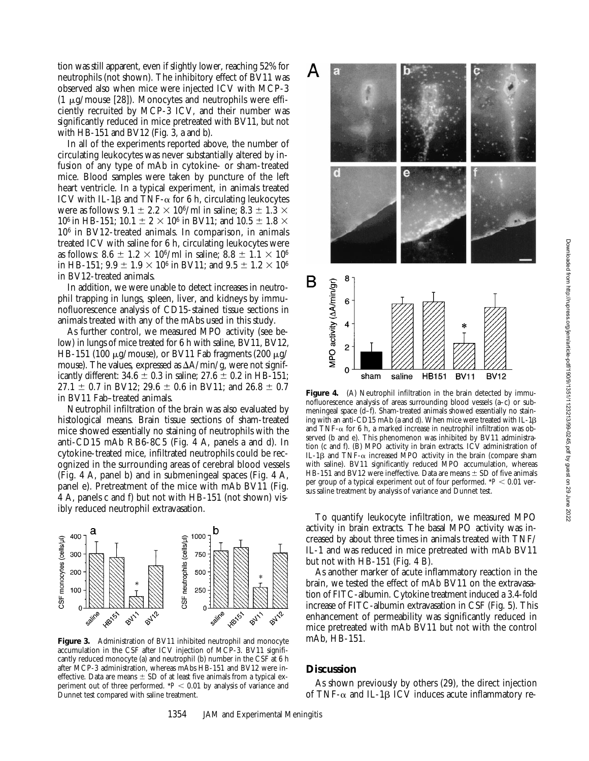tion was still apparent, even if slightly lower, reaching 52% for neutrophils (not shown). The inhibitory effect of BV11 was observed also when mice were injected ICV with MCP-3 (1 μg/mouse [28]). Monocytes and neutrophils were efficiently recruited by MCP-3 ICV, and their number was significantly reduced in mice pretreated with BV11, but not with HB-151 and BV12 (Fig. 3, a and b).

In all of the experiments reported above, the number of circulating leukocytes was never substantially altered by infusion of any type of mAb in cytokine- or sham-treated mice. Blood samples were taken by puncture of the left heart ventricle. In a typical experiment, in animals treated ICV with IL-1β and TNF-α for 6 h, circulating leukocytes were as follows: $9.1 \pm 2.2 \times 10^6$/ml in saline; $8.3 \pm 1.3 \times 10^6$ in HB-151; $10.1 \pm 2 \times 10^6$ in BV11; and $10.5 \pm 1.8 \times 10^6$ in BV12-treated animals. In comparison, in animals treated ICV with saline for 6 h, circulating leukocytes were as follows: $8.6 \pm 1.2 \times 10^6$/ml in saline; $8.8 \pm 1.1 \times 10^6$ in HB-151; $9.9 \pm 1.9 \times 10^6$ in BV11; and $9.5 \pm 1.2 \times 10^6$ in BV12-treated animals.

In addition, we were unable to detect increases in neutrophil trapping in lungs, spleen, liver, and kidneys by immunofluorescence analysis of CD15-stained tissue sections in animals treated with any of the mAbs used in this study.

As further control, we measured MPO activity (see below) in lungs of mice treated for 6 h with saline, BV11, BV12, HB-151 (100 μg/mouse), or BV11 Fab fragments (200 μg/mouse). The values, expressed as ΔA/min/g, were not significantly different: $34.6 \pm 0.3$ in saline; $27.6 \pm 0.2$ in HB-151; $27.1 \pm 0.7$ in BV12; $29.6 \pm 0.6$ in BV11; and $26.8 \pm 0.7$ in BV11 Fab–treated animals.

Neutrophil infiltration of the brain was also evaluated by histological means. Brain tissue sections of sham-treated mice showed essentially no staining of neutrophils with the anti-CD15 mAb RB6-8C5 (Fig. 4 A, panels a and d). In cytokine-treated mice, infiltrated neutrophils could be recognized in the surrounding areas of cerebral blood vessels (Fig. 4 A, panel b) and in submeningeal spaces (Fig. 4 A, panel e). Pretreatment of the mice with mAb BV11 (Fig. 4 A, panels c and f) but not with HB-151 (not shown) visibly reduced neutrophil extravasation.

**Figure 3.** Administration of BV11 inhibited neutrophil and monocyte accumulation in the CSF after ICV injection of MCP-3. BV11 significantly reduced monocyte (a) and neutrophil (b) number in the CSF at 6 h after MCP-3 administration, whereas mAbs HB-151 and BV12 were ineffective. Data are means ± SD of at least five animals from a typical experiment out of three performed. *$P < 0.01$ by analysis of variance and Dunnet test compared with saline treatment.

**Figure 4.** (A) Neutrophil infiltration in the brain detected by immunofluorescence analysis of areas surrounding blood vessels (a–c) or submeningeal space (d–f). Sham-treated animals showed essentially no staining with an anti-CD15 mAb (a and d). When mice were treated with IL-1β and TNF-α for 6 h, a marked increase in neutrophil infiltration was observed (b and e). This phenomenon was inhibited by BV11 administration (c and f). (B) MPO activity in brain extracts. ICV administration of IL-1β and TNF-α increased MPO activity in the brain (compare sham with saline). BV11 significantly reduced MPO accumulation, whereas HB-151 and BV12 were ineffective. Data are means ± SD of five animals per group of a typical experiment out of four performed. *$P < 0.01$ versus saline treatment by analysis of variance and Dunnet test.

To quantify leukocyte infiltration, we measured MPO activity in brain extracts. The basal MPO activity was increased by about three times in animals treated with TNF/IL-1 and was reduced in mice pretreated with mAb BV11 but not with HB-151 (Fig. 4 B).

As another marker of acute inflammatory reaction in the brain, we tested the effect of mAb BV11 on the extravasation of FITC-albumin. Cytokine treatment induced a 3.4-fold increase of FITC-albumin extravasation in CSF (Fig. 5). This enhancement of permeability was significantly reduced in mice pretreated with mAb BV11 but not with the control mAb, HB-151.

## Discussion

As shown previously by others (29), the direct injection of TNF-α and IL-1β ICV induces acute inflammatory re-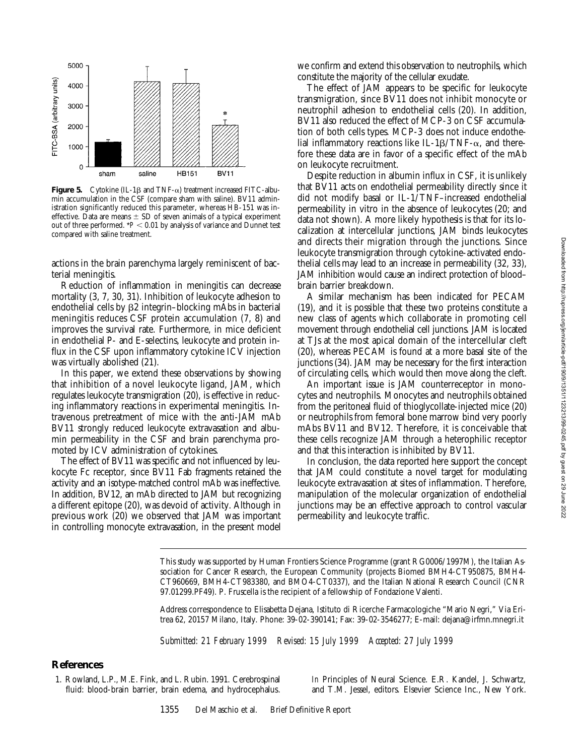**Figure 5.** Cytokine (IL-1β and TNF-α) treatment increased FITC-albumin accumulation in the CSF (compare sham with saline). BV11 administration significantly reduced this parameter, whereas HB-151 was ineffective. Data are means ± SD of seven animals of a typical experiment out of three performed. $*P < 0.01$ by analysis of variance and Dunnet test compared with saline treatment.

actions in the brain parenchyma largely reminiscent of bacterial meningitis.

Reduction of inflammation in meningitis can decrease mortality (3, 7, 30, 31). Inhibition of leukocyte adhesion to endothelial cells by β2 integrin–blocking mAbs in bacterial meningitis reduces CSF protein accumulation (7, 8) and improves the survival rate. Furthermore, in mice deficient in endothelial P- and E-selectins, leukocyte and protein influx in the CSF upon inflammatory cytokine ICV injection was virtually abolished (21).

In this paper, we extend these observations by showing that inhibition of a novel leukocyte ligand, JAM, which regulates leukocyte transmigration (20), is effective in reducing inflammatory reactions in experimental meningitis. Intravenous pretreatment of mice with the anti-JAM mAb BV11 strongly reduced leukocyte extravasation and albumin permeability in the CSF and brain parenchyma promoted by ICV administration of cytokines.

The effect of BV11 was specific and not influenced by leukocyte Fc receptor, since BV11 Fab fragments retained the activity and an isotype-matched control mAb was ineffective. In addition, BV12, an mAb directed to JAM but recognizing a different epitope (20), was devoid of activity. Although in previous work (20) we observed that JAM was important in controlling monocyte extravasation, in the present model we confirm and extend this observation to neutrophils, which constitute the majority of the cellular exudate.

The effect of JAM appears to be specific for leukocyte transmigration, since BV11 does not inhibit monocyte or neutrophil adhesion to endothelial cells (20). In addition, BV11 also reduced the effect of MCP-3 on CSF accumulation of both cells types. MCP-3 does not induce endothelial inflammatory reactions like IL-1β/TNF-α, and therefore these data are in favor of a specific effect of the mAb on leukocyte recruitment.

Despite reduction in albumin influx in CSF, it is unlikely that BV11 acts on endothelial permeability directly since it did not modify basal or IL-1/TNF–increased endothelial permeability in vitro in the absence of leukocytes (20; and data not shown). A more likely hypothesis is that for its localization at intercellular junctions, JAM binds leukocytes and directs their migration through the junctions. Since leukocyte transmigration through cytokine-activated endothelial cells may lead to an increase in permeability (32, 33), JAM inhibition would cause an indirect protection of blood–brain barrier breakdown.

A similar mechanism has been indicated for PECAM (19), and it is possible that these two proteins constitute a new class of agents which collaborate in promoting cell movement through endothelial cell junctions. JAM is located at TJs at the most apical domain of the intercellular cleft (20), whereas PECAM is found at a more basal site of the junctions (34). JAM may be necessary for the first interaction of circulating cells, which would then move along the cleft.

An important issue is JAM counterreceptor in monocytes and neutrophils. Monocytes and neutrophils obtained from the peritoneal fluid of thioglycollate-injected mice (20) or neutrophils from femoral bone marrow bind very poorly mAbs BV11 and BV12. Therefore, it is conceivable that these cells recognize JAM through a heterophilic receptor and that this interaction is inhibited by BV11.

In conclusion, the data reported here support the concept that JAM could constitute a novel target for modulating leukocyte extravasation at sites of inflammation. Therefore, manipulation of the molecular organization of endothelial junctions may be an effective approach to control vascular permeability and leukocyte traffic.

This study was supported by Human Frontiers Science Programme (grant RG0006/1997M), the Italian Association for Cancer Research, the European Community (projects Biomed BMH4-CT950875, BMH4-CT960669, BMH4-CT983380, and BMO4-CT0337), and the Italian National Research Council (CNR 97.01299.PF49). P. Fruscella is the recipient of a fellowship of Fondazione Valenti.

Address correspondence to Elisabetta Dejana, Istituto di Ricerche Farmacologiche "Mario Negri," Via Eritrea 62, 20157 Milano, Italy. Phone: 39-02-390141; Fax: 39-02-3546277; E-mail: dejana@irfmn.mnegri.it

*Submitted: 21 February 1999 Revised: 15 July 1999 Accepted: 27 July 1999*

## References

1. Rowland, L.P., M.E. Fink, and L. Rubin. 1991. Cerebrospinal fluid: blood-brain barrier, brain edema, and hydrocephalus. *In* Principles of Neural Science. E.R. Kandel, J. Schwartz, and T.M. Jessel, editors. Elsevier Science Inc., New York.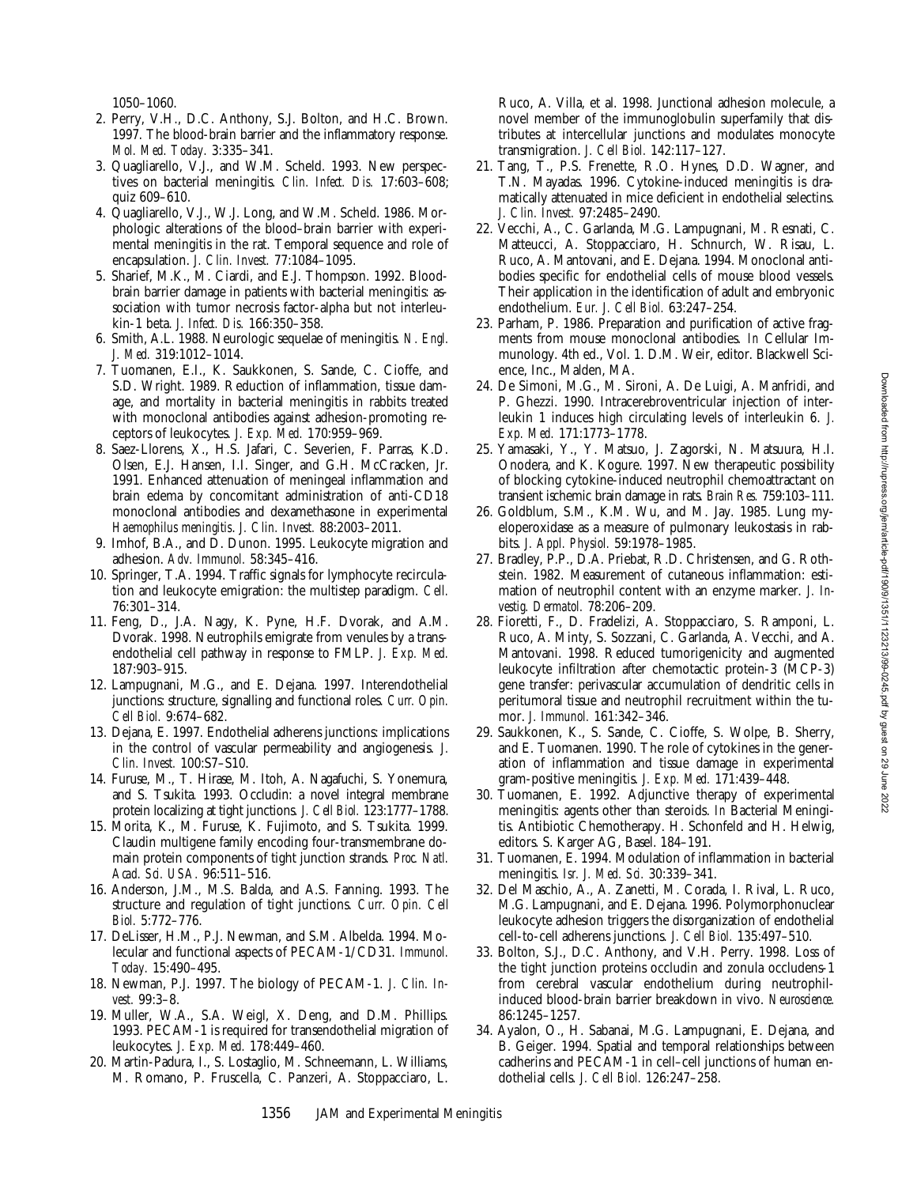1050–1060.

2. Perry, V.H., D.C. Anthony, S.J. Bolton, and H.C. Brown. 1997. The blood-brain barrier and the inflammatory response. *Mol. Med. Today.* 3:335–341.
3. Quagliarello, V.J., and W.M. Scheld. 1993. New perspectives on bacterial meningitis. *Clin. Infect. Dis.* 17:603–608; quiz 609–610.
4. Quagliarello, V.J., W.J. Long, and W.M. Scheld. 1986. Morphologic alterations of the blood–brain barrier with experimental meningitis in the rat. Temporal sequence and role of encapsulation. *J. Clin. Invest.* 77:1084–1095.
5. Sharief, M.K., M. Ciardi, and E.J. Thompson. 1992. Blood-brain barrier damage in patients with bacterial meningitis: association with tumor necrosis factor-alpha but not interleukin-1 beta. *J. Infect. Dis.* 166:350–358.
6. Smith, A.L. 1988. Neurologic sequelae of meningitis. *N. Engl. J. Med.* 319:1012–1014.
7. Tuomanen, E.I., K. Saukkonen, S. Sande, C. Cioffe, and S.D. Wright. 1989. Reduction of inflammation, tissue damage, and mortality in bacterial meningitis in rabbits treated with monoclonal antibodies against adhesion-promoting receptors of leukocytes. *J. Exp. Med.* 170:959–969.
8. Saez-Llorens, X., H.S. Jafari, C. Severien, F. Parras, K.D. Olsen, E.J. Hansen, I.I. Singer, and G.H. McCracken, Jr. 1991. Enhanced attenuation of meningeal inflammation and brain edema by concomitant administration of anti-CD18 monoclonal antibodies and dexamethasone in experimental *Haemophilus meningitis*. *J. Clin. Invest.* 88:2003–2011.
9. Imhof, B.A., and D. Dunon. 1995. Leukocyte migration and adhesion. *Adv. Immunol.* 58:345–416.
10. Springer, T.A. 1994. Traffic signals for lymphocyte recirculation and leukocyte emigration: the multistep paradigm. *Cell.* 76:301–314.
11. Feng, D., J.A. Nagy, K. Pyne, H.F. Dvorak, and A.M. Dvorak. 1998. Neutrophils emigrate from venules by a transendothelial cell pathway in response to FMLP. *J. Exp. Med.* 187:903–915.
12. Lampugnani, M.G., and E. Dejana. 1997. Interendothelial junctions: structure, signalling and functional roles. *Curr. Opin. Cell Biol.* 9:674–682.
13. Dejana, E. 1997. Endothelial adherens junctions: implications in the control of vascular permeability and angiogenesis. *J. Clin. Invest.* 100:S7–S10.
14. Furuse, M., T. Hirase, M. Itoh, A. Nagafuchi, S. Yonemura, and S. Tsukita. 1993. Occludin: a novel integral membrane protein localizing at tight junctions. *J. Cell Biol.* 123:1777–1788.
15. Morita, K., M. Furuse, K. Fujimoto, and S. Tsukita. 1999. Claudin multigene family encoding four-transmembrane domain protein components of tight junction strands. *Proc. Natl. Acad. Sci. USA.* 96:511–516.
16. Anderson, J.M., M.S. Balda, and A.S. Fanning. 1993. The structure and regulation of tight junctions. *Curr. Opin. Cell Biol.* 5:772–776.
17. DeLisser, H.M., P.J. Newman, and S.M. Albelda. 1994. Molecular and functional aspects of PECAM-1/CD31. *Immunol. Today.* 15:490–495.
18. Newman, P.J. 1997. The biology of PECAM-1. *J. Clin. Invest.* 99:3–8.
19. Muller, W.A., S.A. Weigl, X. Deng, and D.M. Phillips. 1993. PECAM-1 is required for transendothelial migration of leukocytes. *J. Exp. Med.* 178:449–460.
20. Martin-Padura, I., S. Lostaglio, M. Schneemann, L. Williams, M. Romano, P. Fruscella, C. Panzeri, A. Stoppacciaro, L. Ruco, A. Villa, et al. 1998. Junctional adhesion molecule, a novel member of the immunoglobulin superfamily that distributes at intercellular junctions and modulates monocyte transmigration. *J. Cell Biol.* 142:117–127.
21. Tang, T., P.S. Frenette, R.O. Hynes, D.D. Wagner, and T.N. Mayadas. 1996. Cytokine-induced meningitis is dramatically attenuated in mice deficient in endothelial selectins. *J. Clin. Invest.* 97:2485–2490.
22. Vecchi, A., C. Garlanda, M.G. Lampugnani, M. Resnati, C. Matteucci, A. Stoppacciaro, H. Schnurch, W. Risau, L. Ruco, A. Mantovani, and E. Dejana. 1994. Monoclonal antibodies specific for endothelial cells of mouse blood vessels. Their application in the identification of adult and embryonic endothelium. *Eur. J. Cell Biol.* 63:247–254.
23. Parham, P. 1986. Preparation and purification of active fragments from mouse monoclonal antibodies. *In* Cellular Immunology. 4th ed., Vol. 1. D.M. Weir, editor. Blackwell Science, Inc., Malden, MA.
24. De Simoni, M.G., M. Sironi, A. De Luigi, A. Manfridi, and P. Ghezzi. 1990. Intracerebroventricular injection of interleukin 1 induces high circulating levels of interleukin 6. *J. Exp. Med.* 171:1773–1778.
25. Yamasaki, Y., Y. Matsuo, J. Zagorski, N. Matsuura, H.I. Onodera, and K. Kogure. 1997. New therapeutic possibility of blocking cytokine-induced neutrophil chemoattractant on transient ischemic brain damage in rats. *Brain Res.* 759:103–111.
26. Goldblum, S.M., K.M. Wu, and M. Jay. 1985. Lung myeloperoxidase as a measure of pulmonary leukostasis in rabbits. *J. Appl. Physiol.* 59:1978–1985.
27. Bradley, P.P., D.A. Priebat, R.D. Christensen, and G. Rothstein. 1982. Measurement of cutaneous inflammation: estimation of neutrophil content with an enzyme marker. *J. Investig. Dermatol.* 78:206–209.
28. Fioretti, F., D. Fradelizi, A. Stoppacciaro, S. Ramponi, L. Ruco, A. Minty, S. Sozzani, C. Garlanda, A. Vecchi, and A. Mantovani. 1998. Reduced tumorigenicity and augmented leukocyte infiltration after chemotactic protein-3 (MCP-3) gene transfer: perivascular accumulation of dendritic cells in peritumoral tissue and neutrophil recruitment within the tumor. *J. Immunol.* 161:342–346.
29. Saukkonen, K., S. Sande, C. Cioffe, S. Wolpe, B. Sherry, and E. Tuomanen. 1990. The role of cytokines in the generation of inflammation and tissue damage in experimental gram-positive meningitis. *J. Exp. Med.* 171:439–448.
30. Tuomanen, E. 1992. Adjunctive therapy of experimental meningitis: agents other than steroids. *In* Bacterial Meningitis. Antibiotic Chemotherapy. H. Schonfeld and H. Helwig, editors. S. Karger AG, Basel. 184–191.
31. Tuomanen, E. 1994. Modulation of inflammation in bacterial meningitis. *Isr. J. Med. Sci.* 30:339–341.
32. Del Maschio, A., A. Zanetti, M. Corada, I. Rival, L. Ruco, M.G. Lampugnani, and E. Dejana. 1996. Polymorphonuclear leukocyte adhesion triggers the disorganization of endothelial cell-to-cell adherens junctions. *J. Cell Biol.* 135:497–510.
33. Bolton, S.J., D.C. Anthony, and V.H. Perry. 1998. Loss of the tight junction proteins occludin and zonula occludens-1 from cerebral vascular endothelium during neutrophil-induced blood-brain barrier breakdown in vivo. *Neuroscience.* 86:1245–1257.
34. Ayalon, O., H. Sabanai, M.G. Lampugnani, E. Dejana, and B. Geiger. 1994. Spatial and temporal relationships between cadherins and PECAM-1 in cell–cell junctions of human endothelial cells. *J. Cell Biol.* 126:247–258.